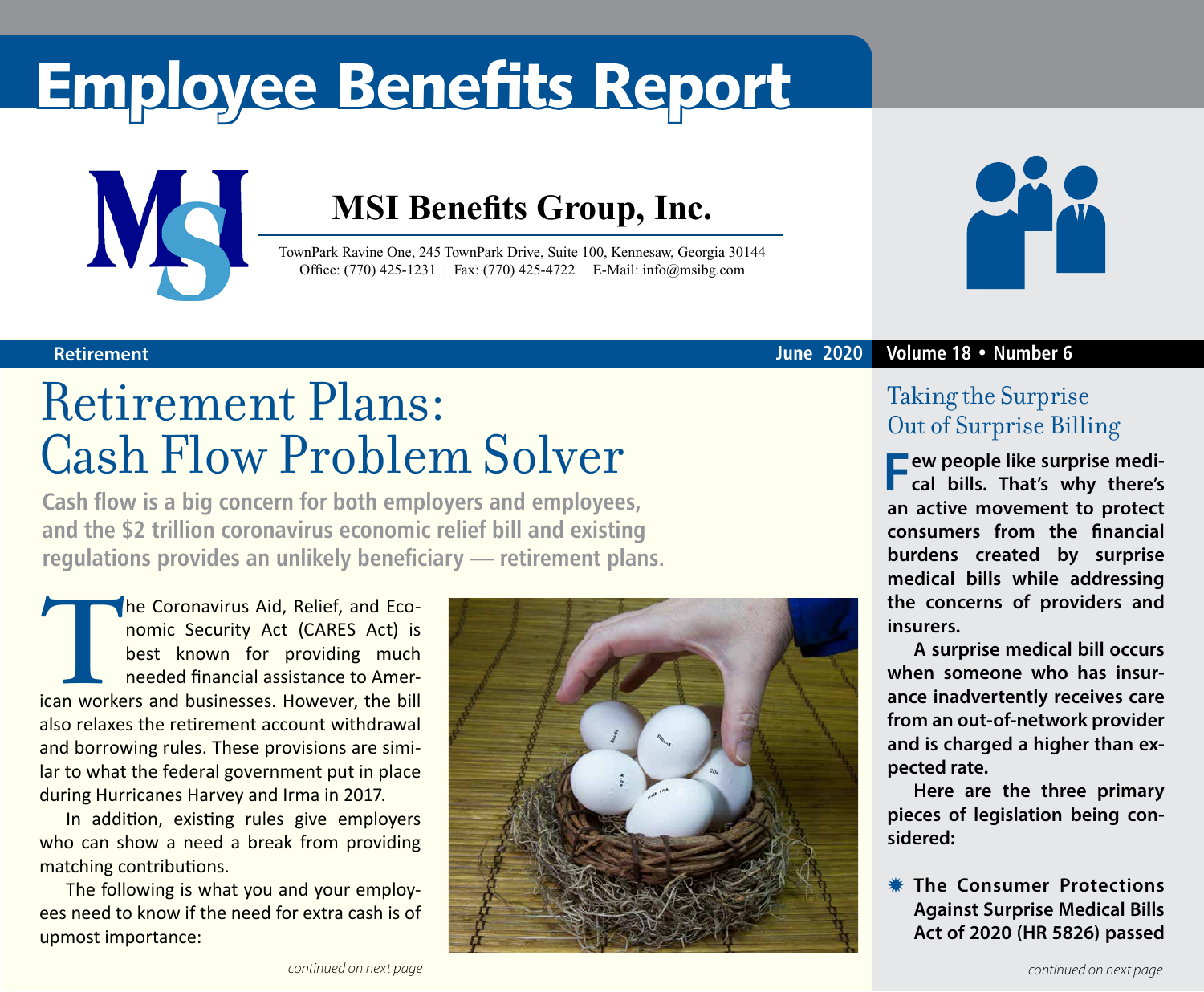# Employee Benefits Report

## MSI Benefits Group, Inc.

TownPark Ravine One, 245 TownPark Drive, Suite 100, Kennesaw, Georgia 30144
Office: (770) 425-1231 | Fax: (770) 425-4722 | E-Mail: info@msibg.com

**Retirement** **June 2020** **Volume 18 • Number 6**

# Retirement Plans: Cash Flow Problem Solver

**Cash flow is a big concern for both employers and employees, and the $2 trillion coronavirus economic relief bill and existing regulations provides an unlikely beneficiary — retirement plans.**

The Coronavirus Aid, Relief, and Economic Security Act (CARES Act) is best known for providing much needed financial assistance to American workers and businesses. However, the bill also relaxes the retirement account withdrawal and borrowing rules. These provisions are similar to what the federal government put in place during Hurricanes Harvey and Irma in 2017.

In addition, existing rules give employers who can show a need a break from providing matching contributions.

The following is what you and your employees need to know if the need for extra cash is of upmost importance:

*continued on next page*

## Taking the Surprise Out of Surprise Billing

**Few people like surprise medical bills. That's why there's an active movement to protect consumers from the financial burdens created by surprise medical bills while addressing the concerns of providers and insurers.**

**A surprise medical bill occurs when someone who has insurance inadvertently receives care from an out-of-network provider and is charged a higher than expected rate.**

**Here are the three primary pieces of legislation being considered:**

- **The Consumer Protections Against Surprise Medical Bills Act of 2020 (HR 5826) passed**

*continued on next page*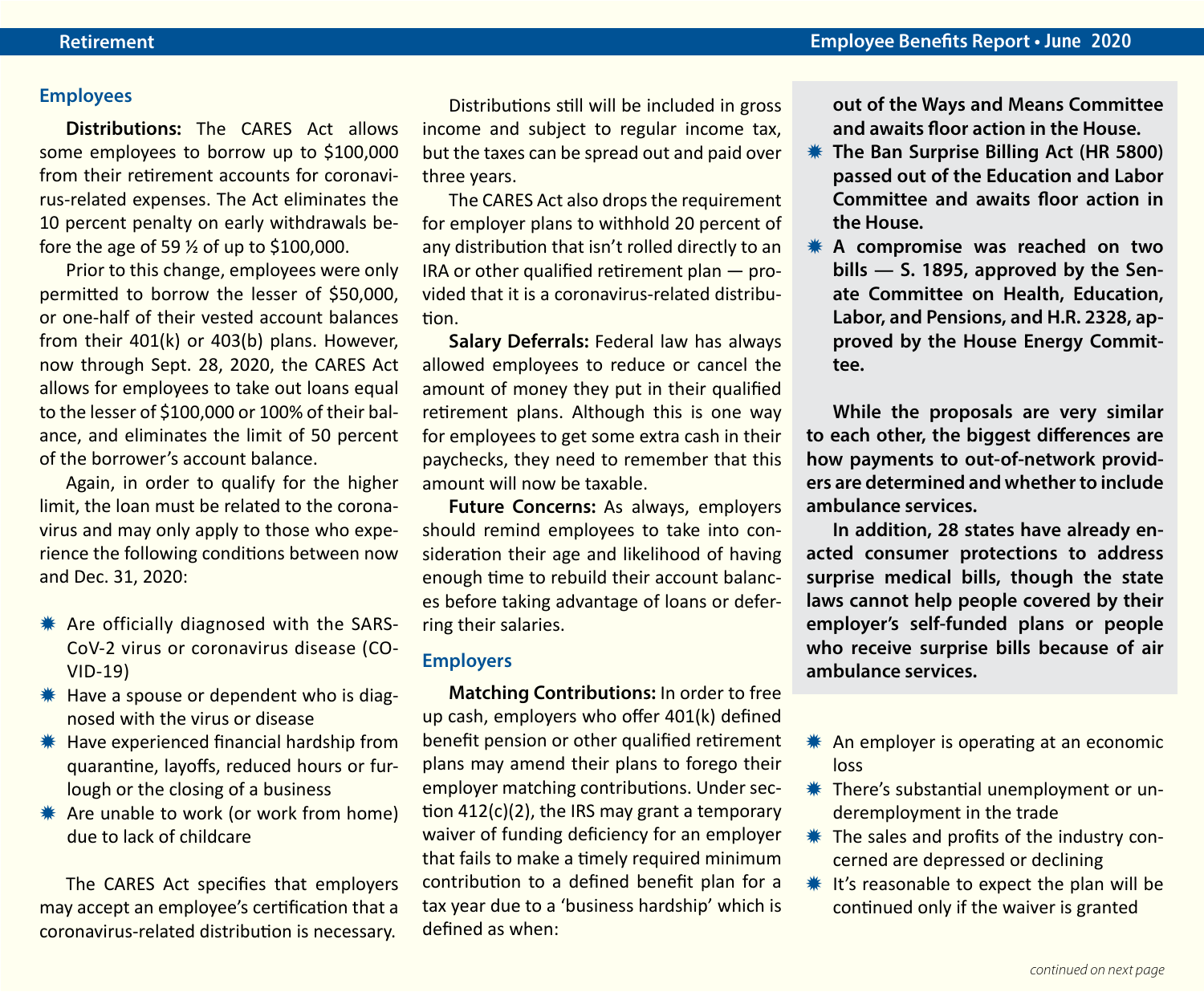## Employees

**Distributions:** The CARES Act allows some employees to borrow up to $100,000 from their retirement accounts for coronavirus-related expenses. The Act eliminates the 10 percent penalty on early withdrawals before the age of 59 ½ of up to $100,000.

Prior to this change, employees were only permitted to borrow the lesser of $50,000, or one-half of their vested account balances from their 401(k) or 403(b) plans. However, now through Sept. 28, 2020, the CARES Act allows for employees to take out loans equal to the lesser of $100,000 or 100% of their balance, and eliminates the limit of 50 percent of the borrower's account balance.

Again, in order to qualify for the higher limit, the loan must be related to the coronavirus and may only apply to those who experience the following conditions between now and Dec. 31, 2020:

- Are officially diagnosed with the SARS-CoV-2 virus or coronavirus disease (COVID-19)
- Have a spouse or dependent who is diagnosed with the virus or disease
- Have experienced financial hardship from quarantine, layoffs, reduced hours or furlough or the closing of a business
- Are unable to work (or work from home) due to lack of childcare

The CARES Act specifies that employers may accept an employee's certification that a coronavirus-related distribution is necessary.

Distributions still will be included in gross income and subject to regular income tax, but the taxes can be spread out and paid over three years.

The CARES Act also drops the requirement for employer plans to withhold 20 percent of any distribution that isn't rolled directly to an IRA or other qualified retirement plan — provided that it is a coronavirus-related distribution.

**Salary Deferrals:** Federal law has always allowed employees to reduce or cancel the amount of money they put in their qualified retirement plans. Although this is one way for employees to get some extra cash in their paychecks, they need to remember that this amount will now be taxable.

**Future Concerns:** As always, employers should remind employees to take into consideration their age and likelihood of having enough time to rebuild their account balances before taking advantage of loans or deferring their salaries.

## Employers

**Matching Contributions:** In order to free up cash, employers who offer 401(k) defined benefit pension or other qualified retirement plans may amend their plans to forego their employer matching contributions. Under section 412(c)(2), the IRS may grant a temporary waiver of funding deficiency for an employer that fails to make a timely required minimum contribution to a defined benefit plan for a tax year due to a 'business hardship' which is defined as when:

- An employer is operating at an economic loss
- There's substantial unemployment or underemployment in the trade
- The sales and profits of the industry concerned are depressed or declining
- It's reasonable to expect the plan will be continued only if the waiver is granted

**out of the Ways and Means Committee and awaits floor action in the House.**

- **The Ban Surprise Billing Act (HR 5800) passed out of the Education and Labor Committee and awaits floor action in the House.**
- **A compromise was reached on two bills — S. 1895, approved by the Senate Committee on Health, Education, Labor, and Pensions, and H.R. 2328, approved by the House Energy Committee.**

**While the proposals are very similar to each other, the biggest differences are how payments to out-of-network providers are determined and whether to include ambulance services.**

**In addition, 28 states have already enacted consumer protections to address surprise medical bills, though the state laws cannot help people covered by their employer's self-funded plans or people who receive surprise bills because of air ambulance services.**

*continued on next page*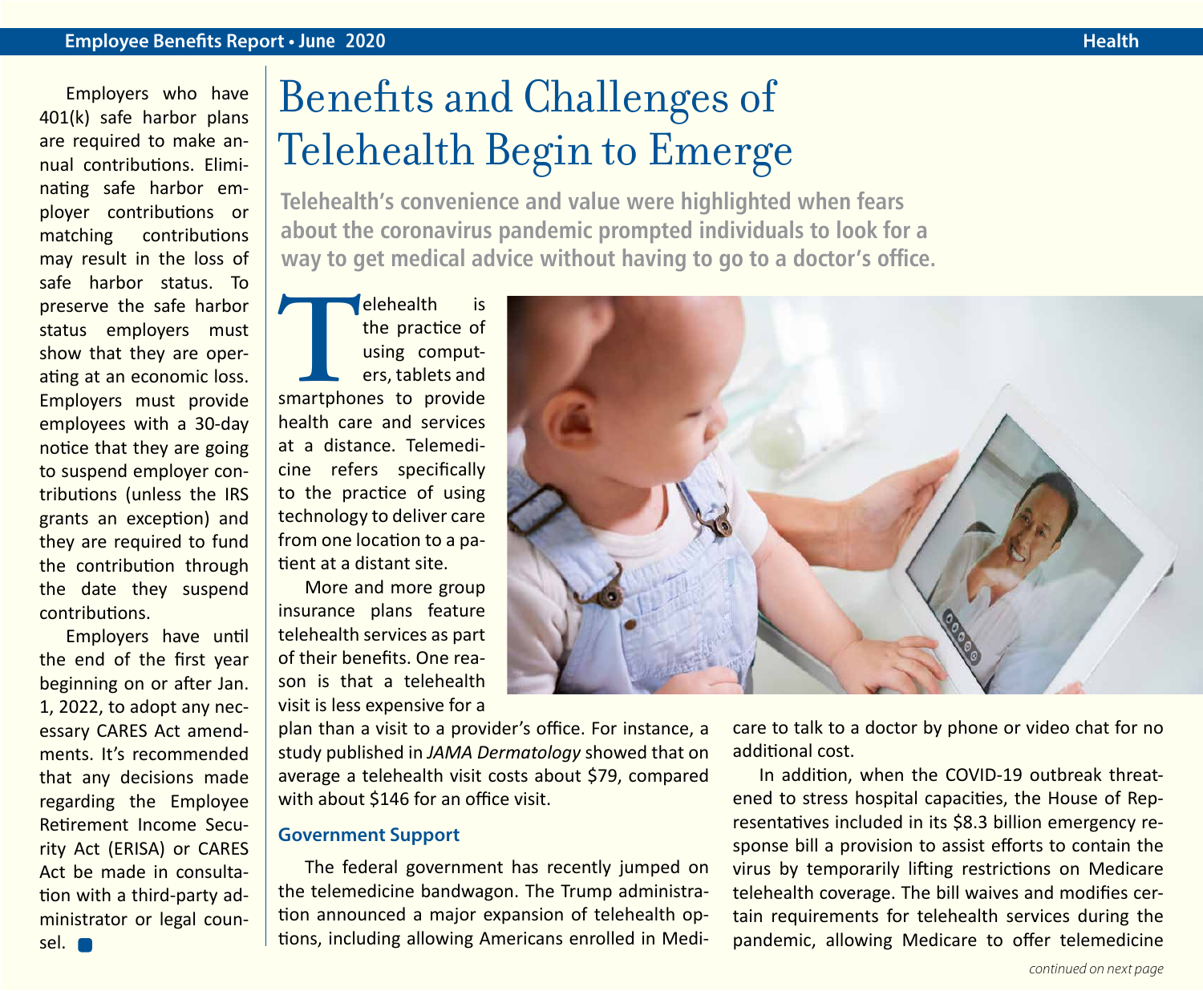Employers who have 401(k) safe harbor plans are required to make annual contributions. Eliminating safe harbor employer contributions or matching contributions may result in the loss of safe harbor status. To preserve the safe harbor status employers must show that they are operating at an economic loss. Employers must provide employees with a 30-day notice that they are going to suspend employer contributions (unless the IRS grants an exception) and they are required to fund the contribution through the date they suspend contributions.

Employers have until the end of the first year beginning on or after Jan. 1, 2022, to adopt any necessary CARES Act amendments. It's recommended that any decisions made regarding the Employee Retirement Income Security Act (ERISA) or CARES Act be made in consultation with a third-party administrator or legal counsel.

# Benefits and Challenges of Telehealth Begin to Emerge

**Telehealth's convenience and value were highlighted when fears about the coronavirus pandemic prompted individuals to look for a way to get medical advice without having to go to a doctor's office.**

Telehealth is the practice of using computers, tablets and smartphones to provide health care and services at a distance. Telemedicine refers specifically to the practice of using technology to deliver care from one location to a patient at a distant site.

More and more group insurance plans feature telehealth services as part of their benefits. One reason is that a telehealth visit is less expensive for a plan than a visit to a provider's office. For instance, a study published in *JAMA Dermatology* showed that on average a telehealth visit costs about $79, compared with about $146 for an office visit.

## Government Support

The federal government has recently jumped on the telemedicine bandwagon. The Trump administration announced a major expansion of telehealth options, including allowing Americans enrolled in Medicare to talk to a doctor by phone or video chat for no additional cost.

In addition, when the COVID-19 outbreak threatened to stress hospital capacities, the House of Representatives included in its $8.3 billion emergency response bill a provision to assist efforts to contain the virus by temporarily lifting restrictions on Medicare telehealth coverage. The bill waives and modifies certain requirements for telehealth services during the pandemic, allowing Medicare to offer telemedicine

*continued on next page*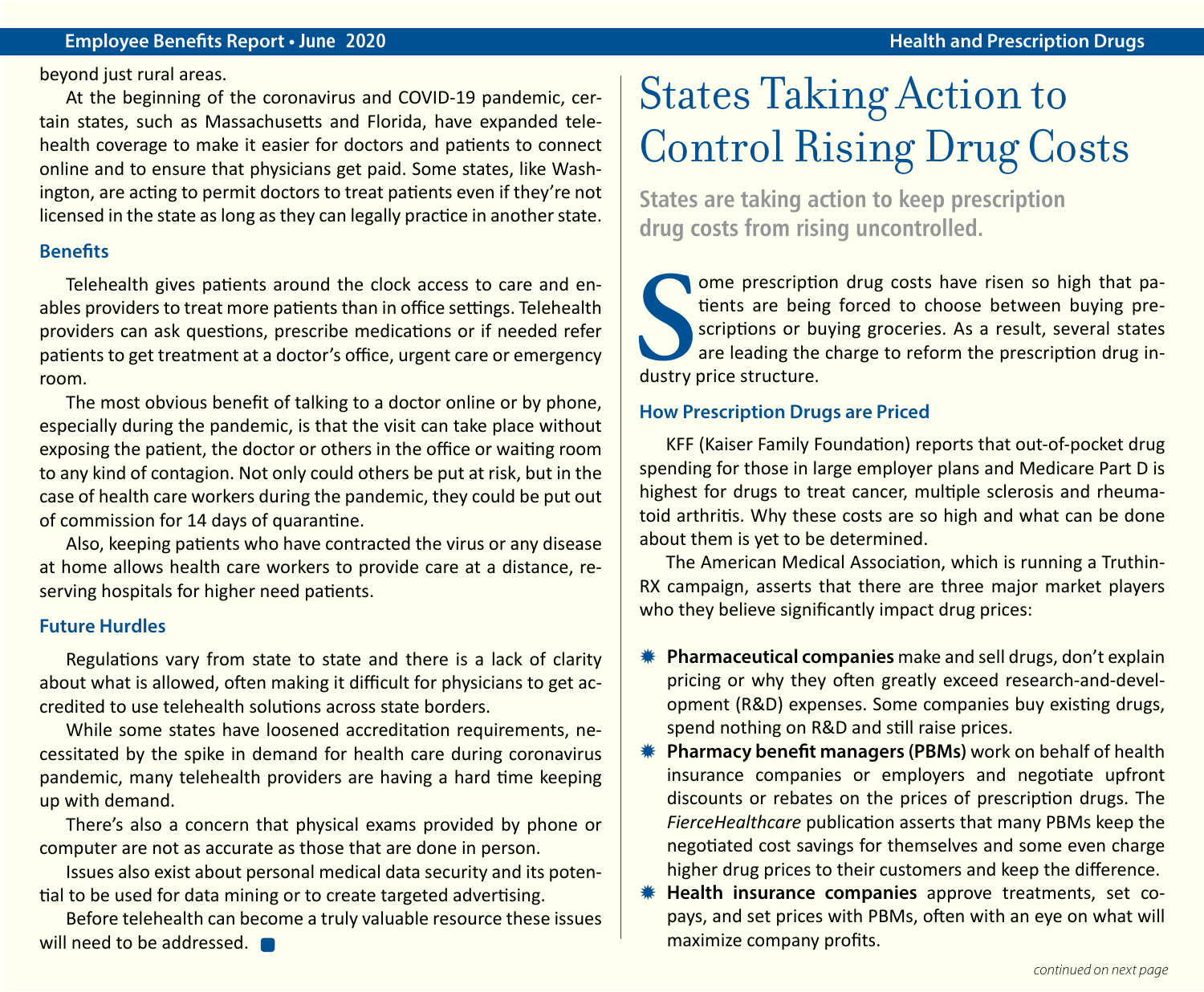beyond just rural areas.

At the beginning of the coronavirus and COVID-19 pandemic, certain states, such as Massachusetts and Florida, have expanded telehealth coverage to make it easier for doctors and patients to connect online and to ensure that physicians get paid. Some states, like Washington, are acting to permit doctors to treat patients even if they're not licensed in the state as long as they can legally practice in another state.

### Benefits

Telehealth gives patients around the clock access to care and enables providers to treat more patients than in office settings. Telehealth providers can ask questions, prescribe medications or if needed refer patients to get treatment at a doctor's office, urgent care or emergency room.

The most obvious benefit of talking to a doctor online or by phone, especially during the pandemic, is that the visit can take place without exposing the patient, the doctor or others in the office or waiting room to any kind of contagion. Not only could others be put at risk, but in the case of health care workers during the pandemic, they could be put out of commission for 14 days of quarantine.

Also, keeping patients who have contracted the virus or any disease at home allows health care workers to provide care at a distance, reserving hospitals for higher need patients.

### Future Hurdles

Regulations vary from state to state and there is a lack of clarity about what is allowed, often making it difficult for physicians to get accredited to use telehealth solutions across state borders.

While some states have loosened accreditation requirements, necessitated by the spike in demand for health care during coronavirus pandemic, many telehealth providers are having a hard time keeping up with demand.

There's also a concern that physical exams provided by phone or computer are not as accurate as those that are done in person.

Issues also exist about personal medical data security and its potential to be used for data mining or to create targeted advertising.

Before telehealth can become a truly valuable resource these issues will need to be addressed.

# States Taking Action to Control Rising Drug Costs

**States are taking action to keep prescription drug costs from rising uncontrolled.**

Some prescription drug costs have risen so high that patients are being forced to choose between buying prescriptions or buying groceries. As a result, several states are leading the charge to reform the prescription drug industry price structure.

### How Prescription Drugs are Priced

KFF (Kaiser Family Foundation) reports that out-of-pocket drug spending for those in large employer plans and Medicare Part D is highest for drugs to treat cancer, multiple sclerosis and rheumatoid arthritis. Why these costs are so high and what can be done about them is yet to be determined.

The American Medical Association, which is running a TruthinRX campaign, asserts that there are three major market players who they believe significantly impact drug prices:

- **Pharmaceutical companies** make and sell drugs, don't explain pricing or why they often greatly exceed research-and-development (R&D) expenses. Some companies buy existing drugs, spend nothing on R&D and still raise prices.
- **Pharmacy benefit managers (PBMs)** work on behalf of health insurance companies or employers and negotiate upfront discounts or rebates on the prices of prescription drugs. The *FierceHealthcare* publication asserts that many PBMs keep the negotiated cost savings for themselves and some even charge higher drug prices to their customers and keep the difference.
- **Health insurance companies** approve treatments, set copays, and set prices with PBMs, often with an eye on what will maximize company profits.

*continued on next page*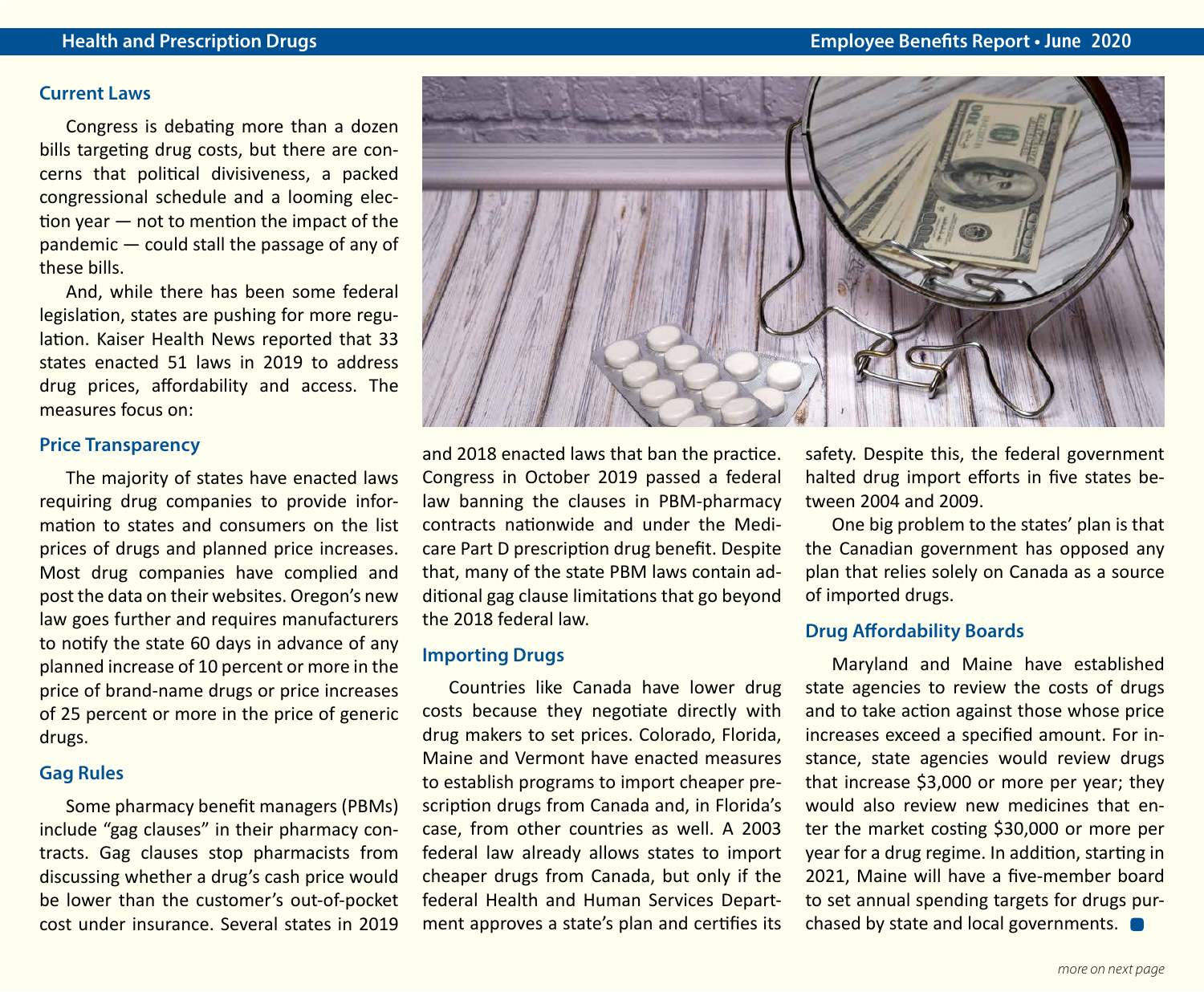## Current Laws

Congress is debating more than a dozen bills targeting drug costs, but there are concerns that political divisiveness, a packed congressional schedule and a looming election year — not to mention the impact of the pandemic — could stall the passage of any of these bills.

And, while there has been some federal legislation, states are pushing for more regulation. Kaiser Health News reported that 33 states enacted 51 laws in 2019 to address drug prices, affordability and access. The measures focus on:

## Price Transparency

The majority of states have enacted laws requiring drug companies to provide information to states and consumers on the list prices of drugs and planned price increases. Most drug companies have complied and post the data on their websites. Oregon's new law goes further and requires manufacturers to notify the state 60 days in advance of any planned increase of 10 percent or more in the price of brand-name drugs or price increases of 25 percent or more in the price of generic drugs.

## Gag Rules

Some pharmacy benefit managers (PBMs) include "gag clauses" in their pharmacy contracts. Gag clauses stop pharmacists from discussing whether a drug's cash price would be lower than the customer's out-of-pocket cost under insurance. Several states in 2019 and 2018 enacted laws that ban the practice. Congress in October 2019 passed a federal law banning the clauses in PBM-pharmacy contracts nationwide and under the Medicare Part D prescription drug benefit. Despite that, many of the state PBM laws contain additional gag clause limitations that go beyond the 2018 federal law.

## Importing Drugs

Countries like Canada have lower drug costs because they negotiate directly with drug makers to set prices. Colorado, Florida, Maine and Vermont have enacted measures to establish programs to import cheaper prescription drugs from Canada and, in Florida's case, from other countries as well. A 2003 federal law already allows states to import cheaper drugs from Canada, but only if the federal Health and Human Services Department approves a state's plan and certifies its safety. Despite this, the federal government halted drug import efforts in five states between 2004 and 2009.

One big problem to the states' plan is that the Canadian government has opposed any plan that relies solely on Canada as a source of imported drugs.

## Drug Affordability Boards

Maryland and Maine have established state agencies to review the costs of drugs and to take action against those whose price increases exceed a specified amount. For instance, state agencies would review drugs that increase $3,000 or more per year; they would also review new medicines that enter the market costing $30,000 or more per year for a drug regime. In addition, starting in 2021, Maine will have a five-member board to set annual spending targets for drugs purchased by state and local governments.

*more on next page*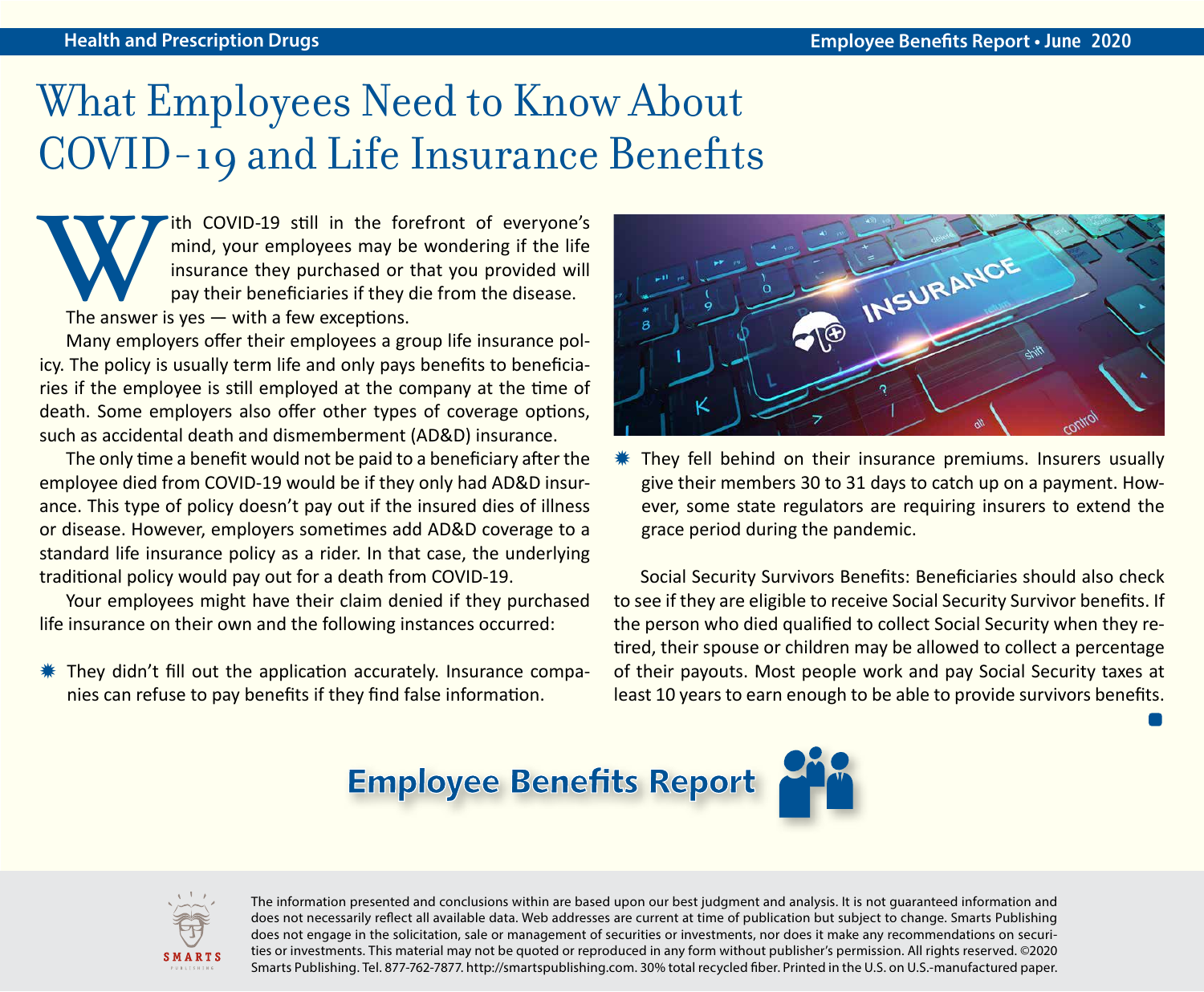# What Employees Need to Know About COVID-19 and Life Insurance Benefits

With COVID-19 still in the forefront of everyone's mind, your employees may be wondering if the life insurance they purchased or that you provided will pay their beneficiaries if they die from the disease. The answer is yes — with a few exceptions.

Many employers offer their employees a group life insurance policy. The policy is usually term life and only pays benefits to beneficiaries if the employee is still employed at the company at the time of death. Some employers also offer other types of coverage options, such as accidental death and dismemberment (AD&D) insurance.

The only time a benefit would not be paid to a beneficiary after the employee died from COVID-19 would be if they only had AD&D insurance. This type of policy doesn't pay out if the insured dies of illness or disease. However, employers sometimes add AD&D coverage to a standard life insurance policy as a rider. In that case, the underlying traditional policy would pay out for a death from COVID-19.

Your employees might have their claim denied if they purchased life insurance on their own and the following instances occurred:

- They didn't fill out the application accurately. Insurance companies can refuse to pay benefits if they find false information.
- They fell behind on their insurance premiums. Insurers usually give their members 30 to 31 days to catch up on a payment. However, some state regulators are requiring insurers to extend the grace period during the pandemic.

Social Security Survivors Benefits: Beneficiaries should also check to see if they are eligible to receive Social Security Survivor benefits. If the person who died qualified to collect Social Security when they retired, their spouse or children may be allowed to collect a percentage of their payouts. Most people work and pay Social Security taxes at least 10 years to earn enough to be able to provide survivors benefits.

**Employee Benefits Report**

The information presented and conclusions within are based upon our best judgment and analysis. It is not guaranteed information and does not necessarily reflect all available data. Web addresses are current at time of publication but subject to change. Smarts Publishing does not engage in the solicitation, sale or management of securities or investments, nor does it make any recommendations on securities or investments. This material may not be quoted or reproduced in any form without publisher's permission. All rights reserved. ©2020 Smarts Publishing. Tel. 877-762-7877. http://smartspublishing.com. 30% total recycled fiber. Printed in the U.S. on U.S.-manufactured paper.